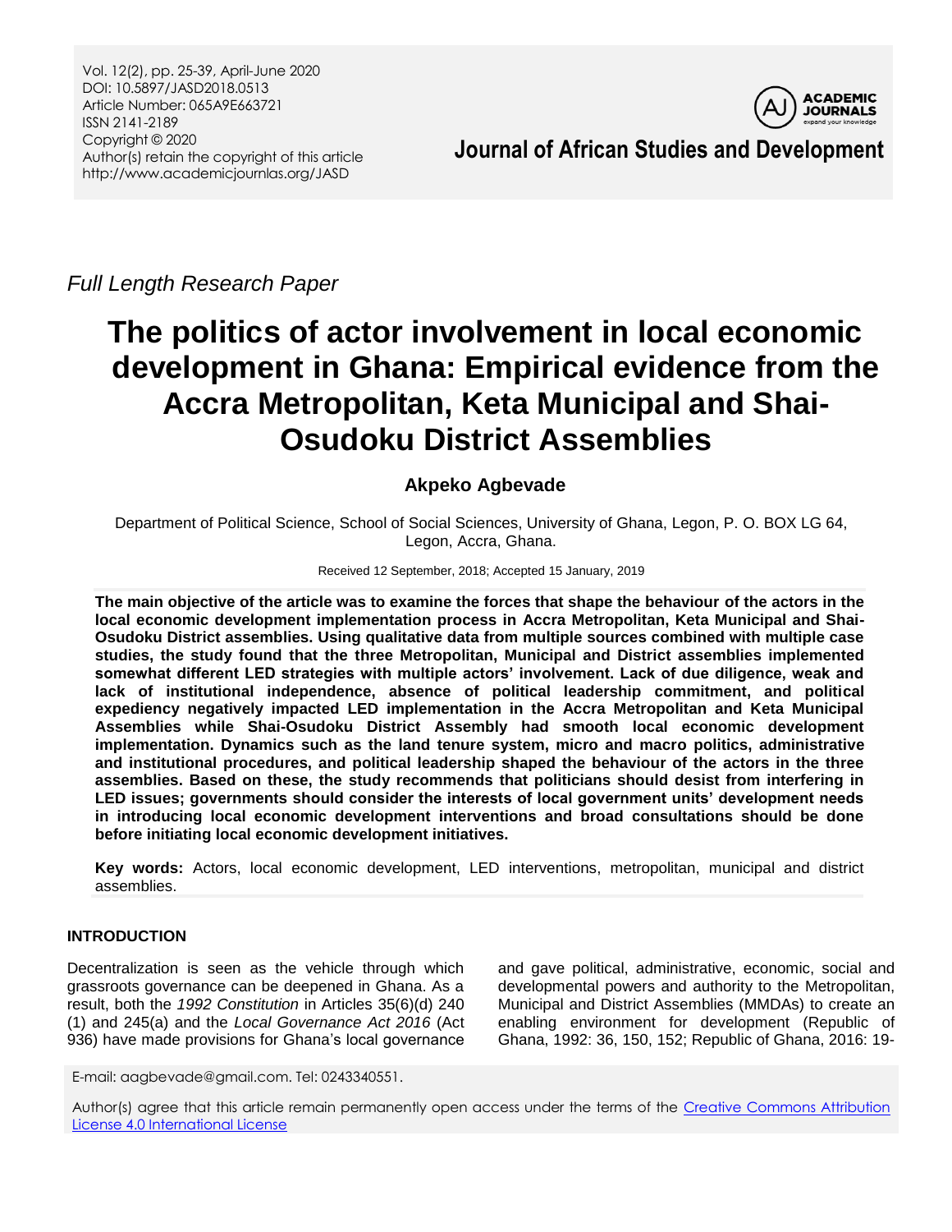Full Length Research Paper

# The politics of actor involvement in local economic development in Ghana: Empirical evidence from the Accra Metropolitan, Keta Municipal and Shai-Osudoku District Assemblies

**Akpeko Agbevade**

Department of Political Science, School of Social Sciences, University of Ghana, Legon, P. O. BOX LG 64, Legon, Accra, Ghana.

Received 12 September, 2018; Accepted 15 January, 2019

**The main objective of the article was to examine the forces that shape the behaviour of the actors in the local economic development implementation process in Accra Metropolitan, Keta Municipal and Shai-Osudoku District assemblies. Using qualitative data from multiple sources combined with multiple case studies, the study found that the three Metropolitan, Municipal and District assemblies implemented somewhat different LED strategies with multiple actors' involvement. Lack of due diligence, weak and lack of institutional independence, absence of political leadership commitment, and political expediency negatively impacted LED implementation in the Accra Metropolitan and Keta Municipal Assemblies while Shai-Osudoku District Assembly had smooth local economic development implementation. Dynamics such as the land tenure system, micro and macro politics, administrative and institutional procedures, and political leadership shaped the behaviour of the actors in the three assemblies. Based on these, the study recommends that politicians should desist from interfering in LED issues; governments should consider the interests of local government units' development needs in introducing local economic development interventions and broad consultations should be done before initiating local economic development initiatives.**

**Key words:** Actors, local economic development, LED interventions, metropolitan, municipal and district assemblies.

## INTRODUCTION

Decentralization is seen as the vehicle through which grassroots governance can be deepened in Ghana. As a result, both the *1992 Constitution* in Articles 35(6)(d) 240 (1) and 245(a) and the *Local Governance Act 2016* (Act 936) have made provisions for Ghana's local governance and gave political, administrative, economic, social and developmental powers and authority to the Metropolitan, Municipal and District Assemblies (MMDAs) to create an enabling environment for development (Republic of Ghana, 1992: 36, 150, 152; Republic of Ghana, 2016: 19-

E-mail: aagbevade@gmail.com. Tel: 0243340551.

Author(s) agree that this article remain permanently open access under the terms of the Creative Commons Attribution License 4.0 International License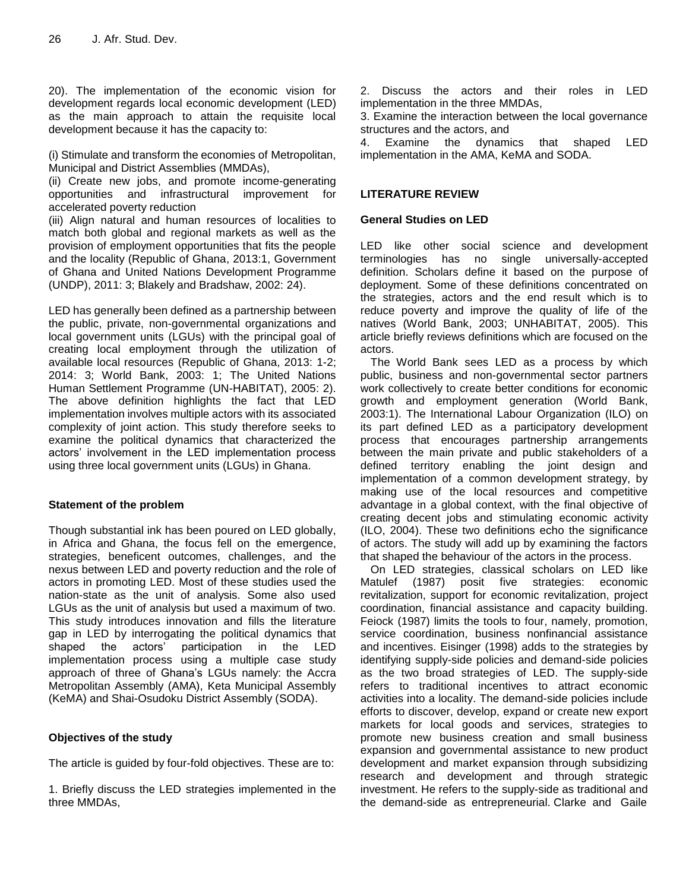20). The implementation of the economic vision for development regards local economic development (LED) as the main approach to attain the requisite local development because it has the capacity to:

(i) Stimulate and transform the economies of Metropolitan, Municipal and District Assemblies (MMDAs),
(ii) Create new jobs, and promote income-generating opportunities and infrastructural improvement for accelerated poverty reduction
(iii) Align natural and human resources of localities to match both global and regional markets as well as the provision of employment opportunities that fits the people and the locality (Republic of Ghana, 2013:1, Government of Ghana and United Nations Development Programme (UNDP), 2011: 3; Blakely and Bradshaw, 2002: 24).

LED has generally been defined as a partnership between the public, private, non-governmental organizations and local government units (LGUs) with the principal goal of creating local employment through the utilization of available local resources (Republic of Ghana, 2013: 1-2; 2014: 3; World Bank, 2003: 1; The United Nations Human Settlement Programme (UN-HABITAT), 2005: 2). The above definition highlights the fact that LED implementation involves multiple actors with its associated complexity of joint action. This study therefore seeks to examine the political dynamics that characterized the actors' involvement in the LED implementation process using three local government units (LGUs) in Ghana.

### Statement of the problem

Though substantial ink has been poured on LED globally, in Africa and Ghana, the focus fell on the emergence, strategies, beneficent outcomes, challenges, and the nexus between LED and poverty reduction and the role of actors in promoting LED. Most of these studies used the nation-state as the unit of analysis. Some also used LGUs as the unit of analysis but used a maximum of two. This study introduces innovation and fills the literature gap in LED by interrogating the political dynamics that shaped the actors' participation in the LED implementation process using a multiple case study approach of three of Ghana's LGUs namely: the Accra Metropolitan Assembly (AMA), Keta Municipal Assembly (KeMA) and Shai-Osudoku District Assembly (SODA).

### Objectives of the study

The article is guided by four-fold objectives. These are to:

1. Briefly discuss the LED strategies implemented in the three MMDAs,
2. Discuss the actors and their roles in LED implementation in the three MMDAs,
3. Examine the interaction between the local governance structures and the actors, and
4. Examine the dynamics that shaped LED implementation in the AMA, KeMA and SODA.

## LITERATURE REVIEW

### General Studies on LED

LED like other social science and development terminologies has no single universally-accepted definition. Scholars define it based on the purpose of deployment. Some of these definitions concentrated on the strategies, actors and the end result which is to reduce poverty and improve the quality of life of the natives (World Bank, 2003; UNHABITAT, 2005). This article briefly reviews definitions which are focused on the actors.

The World Bank sees LED as a process by which public, business and non-governmental sector partners work collectively to create better conditions for economic growth and employment generation (World Bank, 2003:1). The International Labour Organization (ILO) on its part defined LED as a participatory development process that encourages partnership arrangements between the main private and public stakeholders of a defined territory enabling the joint design and implementation of a common development strategy, by making use of the local resources and competitive advantage in a global context, with the final objective of creating decent jobs and stimulating economic activity (ILO, 2004). These two definitions echo the significance of actors. The study will add up by examining the factors that shaped the behaviour of the actors in the process.

On LED strategies, classical scholars on LED like Matulef (1987) posit five strategies: economic revitalization, support for economic revitalization, project coordination, financial assistance and capacity building. Feiock (1987) limits the tools to four, namely, promotion, service coordination, business nonfinancial assistance and incentives. Eisinger (1998) adds to the strategies by identifying supply-side policies and demand-side policies as the two broad strategies of LED. The supply-side refers to traditional incentives to attract economic activities into a locality. The demand-side policies include efforts to discover, develop, expand or create new export markets for local goods and services, strategies to promote new business creation and small business expansion and governmental assistance to new product development and market expansion through subsidizing research and development and through strategic investment. He refers to the supply-side as traditional and the demand-side as entrepreneurial. Clarke and Gaile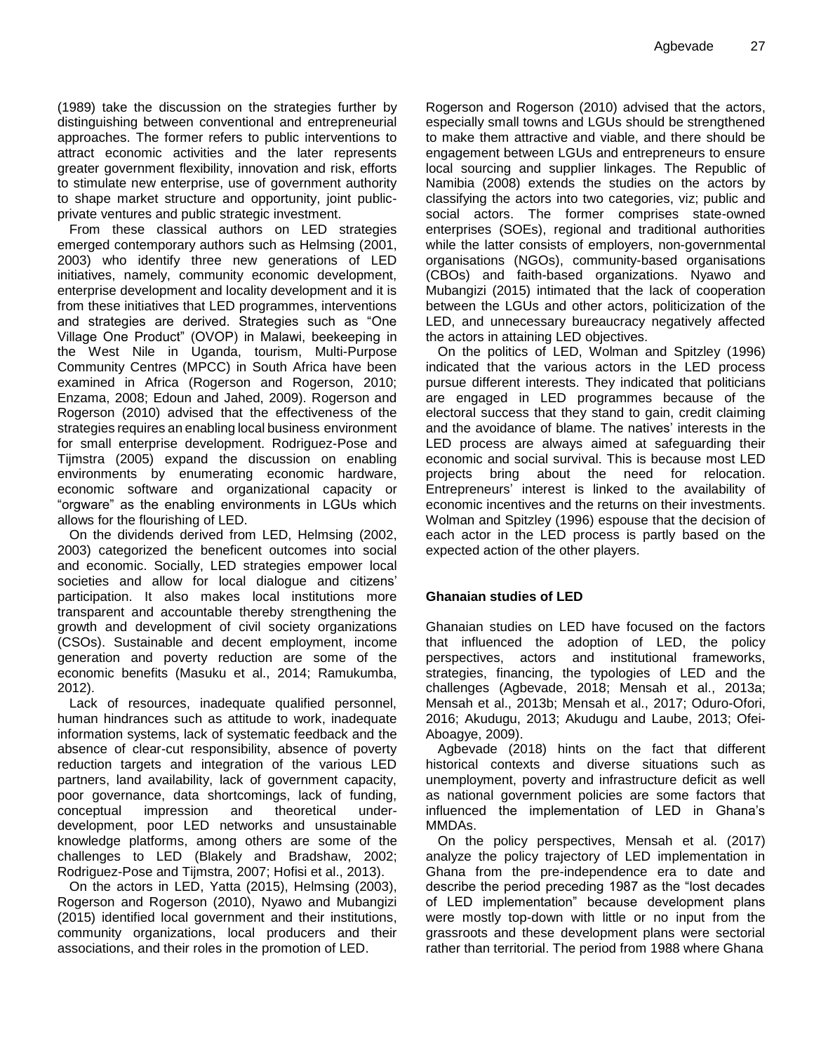(1989) take the discussion on the strategies further by distinguishing between conventional and entrepreneurial approaches. The former refers to public interventions to attract economic activities and the later represents greater government flexibility, innovation and risk, efforts to stimulate new enterprise, use of government authority to shape market structure and opportunity, joint public-private ventures and public strategic investment.

From these classical authors on LED strategies emerged contemporary authors such as Helmsing (2001, 2003) who identify three new generations of LED initiatives, namely, community economic development, enterprise development and locality development and it is from these initiatives that LED programmes, interventions and strategies are derived. Strategies such as "One Village One Product" (OVOP) in Malawi, beekeeping in the West Nile in Uganda, tourism, Multi-Purpose Community Centres (MPCC) in South Africa have been examined in Africa (Rogerson and Rogerson, 2010; Enzama, 2008; Edoun and Jahed, 2009). Rogerson and Rogerson (2010) advised that the effectiveness of the strategies requires an enabling local business environment for small enterprise development. Rodriguez-Pose and Tijmstra (2005) expand the discussion on enabling environments by enumerating economic hardware, economic software and organizational capacity or "orgware" as the enabling environments in LGUs which allows for the flourishing of LED.

On the dividends derived from LED, Helmsing (2002, 2003) categorized the beneficent outcomes into social and economic. Socially, LED strategies empower local societies and allow for local dialogue and citizens' participation. It also makes local institutions more transparent and accountable thereby strengthening the growth and development of civil society organizations (CSOs). Sustainable and decent employment, income generation and poverty reduction are some of the economic benefits (Masuku et al., 2014; Ramukumba, 2012).

Lack of resources, inadequate qualified personnel, human hindrances such as attitude to work, inadequate information systems, lack of systematic feedback and the absence of clear-cut responsibility, absence of poverty reduction targets and integration of the various LED partners, land availability, lack of government capacity, poor governance, data shortcomings, lack of funding, conceptual impression and theoretical under-development, poor LED networks and unsustainable knowledge platforms, among others are some of the challenges to LED (Blakely and Bradshaw, 2002; Rodriguez-Pose and Tijmstra, 2007; Hofisi et al., 2013).

On the actors in LED, Yatta (2015), Helmsing (2003), Rogerson and Rogerson (2010), Nyawo and Mubangizi (2015) identified local government and their institutions, community organizations, local producers and their associations, and their roles in the promotion of LED. Rogerson and Rogerson (2010) advised that the actors, especially small towns and LGUs should be strengthened to make them attractive and viable, and there should be engagement between LGUs and entrepreneurs to ensure local sourcing and supplier linkages. The Republic of Namibia (2008) extends the studies on the actors by classifying the actors into two categories, viz; public and social actors. The former comprises state-owned enterprises (SOEs), regional and traditional authorities while the latter consists of employers, non-governmental organisations (NGOs), community-based organisations (CBOs) and faith-based organizations. Nyawo and Mubangizi (2015) intimated that the lack of cooperation between the LGUs and other actors, politicization of the LED, and unnecessary bureaucracy negatively affected the actors in attaining LED objectives.

On the politics of LED, Wolman and Spitzley (1996) indicated that the various actors in the LED process pursue different interests. They indicated that politicians are engaged in LED programmes because of the electoral success that they stand to gain, credit claiming and the avoidance of blame. The natives' interests in the LED process are always aimed at safeguarding their economic and social survival. This is because most LED projects bring about the need for relocation. Entrepreneurs' interest is linked to the availability of economic incentives and the returns on their investments. Wolman and Spitzley (1996) espouse that the decision of each actor in the LED process is partly based on the expected action of the other players.

## Ghanaian studies of LED

Ghanaian studies on LED have focused on the factors that influenced the adoption of LED, the policy perspectives, actors and institutional frameworks, strategies, financing, the typologies of LED and the challenges (Agbevade, 2018; Mensah et al., 2013a; Mensah et al., 2013b; Mensah et al., 2017; Oduro-Ofori, 2016; Akudugu, 2013; Akudugu and Laube, 2013; Ofei-Aboagye, 2009).

Agbevade (2018) hints on the fact that different historical contexts and diverse situations such as unemployment, poverty and infrastructure deficit as well as national government policies are some factors that influenced the implementation of LED in Ghana's MMDAs.

On the policy perspectives, Mensah et al. (2017) analyze the policy trajectory of LED implementation in Ghana from the pre-independence era to date and describe the period preceding 1987 as the "lost decades of LED implementation" because development plans were mostly top-down with little or no input from the grassroots and these development plans were sectorial rather than territorial. The period from 1988 where Ghana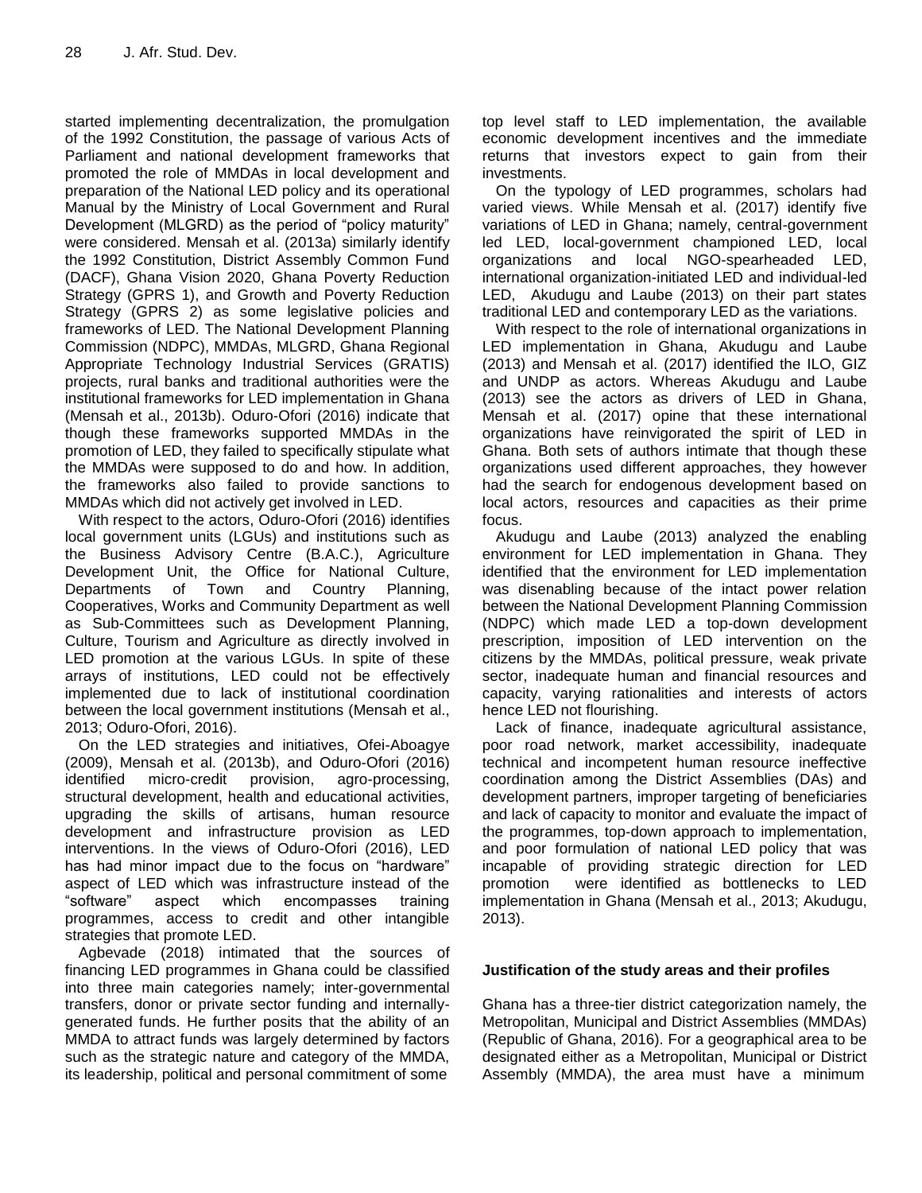started implementing decentralization, the promulgation of the 1992 Constitution, the passage of various Acts of Parliament and national development frameworks that promoted the role of MMDAs in local development and preparation of the National LED policy and its operational Manual by the Ministry of Local Government and Rural Development (MLGRD) as the period of "policy maturity" were considered. Mensah et al. (2013a) similarly identify the 1992 Constitution, District Assembly Common Fund (DACF), Ghana Vision 2020, Ghana Poverty Reduction Strategy (GPRS 1), and Growth and Poverty Reduction Strategy (GPRS 2) as some legislative policies and frameworks of LED. The National Development Planning Commission (NDPC), MMDAs, MLGRD, Ghana Regional Appropriate Technology Industrial Services (GRATIS) projects, rural banks and traditional authorities were the institutional frameworks for LED implementation in Ghana (Mensah et al., 2013b). Oduro-Ofori (2016) indicate that though these frameworks supported MMDAs in the promotion of LED, they failed to specifically stipulate what the MMDAs were supposed to do and how. In addition, the frameworks also failed to provide sanctions to MMDAs which did not actively get involved in LED.

With respect to the actors, Oduro-Ofori (2016) identifies local government units (LGUs) and institutions such as the Business Advisory Centre (B.A.C.), Agriculture Development Unit, the Office for National Culture, Departments of Town and Country Planning, Cooperatives, Works and Community Department as well as Sub-Committees such as Development Planning, Culture, Tourism and Agriculture as directly involved in LED promotion at the various LGUs. In spite of these arrays of institutions, LED could not be effectively implemented due to lack of institutional coordination between the local government institutions (Mensah et al., 2013; Oduro-Ofori, 2016).

On the LED strategies and initiatives, Ofei-Aboagye (2009), Mensah et al. (2013b), and Oduro-Ofori (2016) identified micro-credit provision, agro-processing, structural development, health and educational activities, upgrading the skills of artisans, human resource development and infrastructure provision as LED interventions. In the views of Oduro-Ofori (2016), LED has had minor impact due to the focus on "hardware" aspect of LED which was infrastructure instead of the "software" aspect which encompasses training programmes, access to credit and other intangible strategies that promote LED.

Agbevade (2018) intimated that the sources of financing LED programmes in Ghana could be classified into three main categories namely; inter-governmental transfers, donor or private sector funding and internally-generated funds. He further posits that the ability of an MMDA to attract funds was largely determined by factors such as the strategic nature and category of the MMDA, its leadership, political and personal commitment of some top level staff to LED implementation, the available economic development incentives and the immediate returns that investors expect to gain from their investments.

On the typology of LED programmes, scholars had varied views. While Mensah et al. (2017) identify five variations of LED in Ghana; namely, central-government led LED, local-government championed LED, local organizations and local NGO-spearheaded LED, international organization-initiated LED and individual-led LED, Akudugu and Laube (2013) on their part states traditional LED and contemporary LED as the variations.

With respect to the role of international organizations in LED implementation in Ghana, Akudugu and Laube (2013) and Mensah et al. (2017) identified the ILO, GIZ and UNDP as actors. Whereas Akudugu and Laube (2013) see the actors as drivers of LED in Ghana, Mensah et al. (2017) opine that these international organizations have reinvigorated the spirit of LED in Ghana. Both sets of authors intimate that though these organizations used different approaches, they however had the search for endogenous development based on local actors, resources and capacities as their prime focus.

Akudugu and Laube (2013) analyzed the enabling environment for LED implementation in Ghana. They identified that the environment for LED implementation was disenabling because of the intact power relation between the National Development Planning Commission (NDPC) which made LED a top-down development prescription, imposition of LED intervention on the citizens by the MMDAs, political pressure, weak private sector, inadequate human and financial resources and capacity, varying rationalities and interests of actors hence LED not flourishing.

Lack of finance, inadequate agricultural assistance, poor road network, market accessibility, inadequate technical and incompetent human resource ineffective coordination among the District Assemblies (DAs) and development partners, improper targeting of beneficiaries and lack of capacity to monitor and evaluate the impact of the programmes, top-down approach to implementation, and poor formulation of national LED policy that was incapable of providing strategic direction for LED promotion were identified as bottlenecks to LED implementation in Ghana (Mensah et al., 2013; Akudugu, 2013).

### Justification of the study areas and their profiles

Ghana has a three-tier district categorization namely, the Metropolitan, Municipal and District Assemblies (MMDAs) (Republic of Ghana, 2016). For a geographical area to be designated either as a Metropolitan, Municipal or District Assembly (MMDA), the area must have a minimum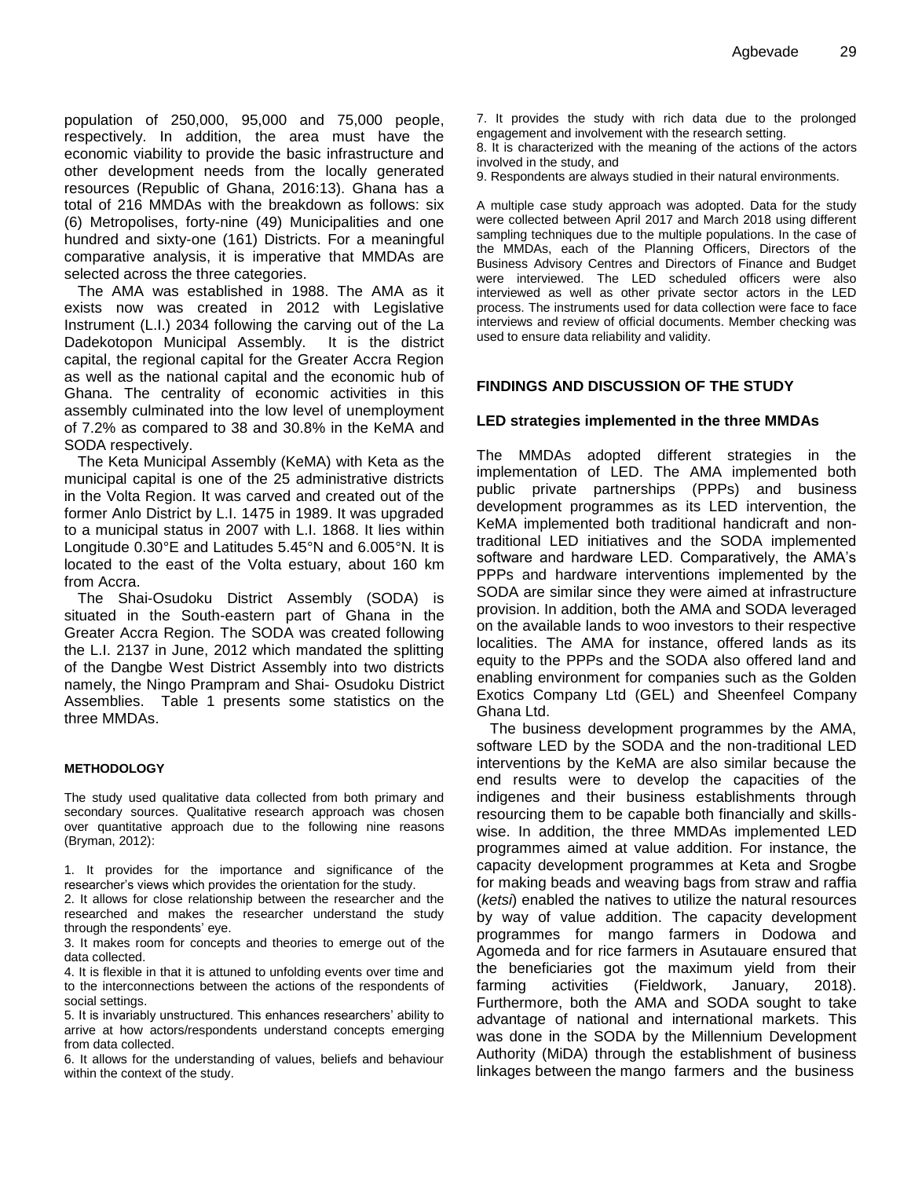population of 250,000, 95,000 and 75,000 people, respectively. In addition, the area must have the economic viability to provide the basic infrastructure and other development needs from the locally generated resources (Republic of Ghana, 2016:13). Ghana has a total of 216 MMDAs with the breakdown as follows: six (6) Metropolises, forty-nine (49) Municipalities and one hundred and sixty-one (161) Districts. For a meaningful comparative analysis, it is imperative that MMDAs are selected across the three categories.

The AMA was established in 1988. The AMA as it exists now was created in 2012 with Legislative Instrument (L.I.) 2034 following the carving out of the La Dadekotopon Municipal Assembly. It is the district capital, the regional capital for the Greater Accra Region as well as the national capital and the economic hub of Ghana. The centrality of economic activities in this assembly culminated into the low level of unemployment of 7.2% as compared to 38 and 30.8% in the KeMA and SODA respectively.

The Keta Municipal Assembly (KeMA) with Keta as the municipal capital is one of the 25 administrative districts in the Volta Region. It was carved and created out of the former Anlo District by L.I. 1475 in 1989. It was upgraded to a municipal status in 2007 with L.I. 1868. It lies within Longitude 0.30°E and Latitudes 5.45°N and 6.005°N. It is located to the east of the Volta estuary, about 160 km from Accra.

The Shai-Osudoku District Assembly (SODA) is situated in the South-eastern part of Ghana in the Greater Accra Region. The SODA was created following the L.I. 2137 in June, 2012 which mandated the splitting of the Dangbe West District Assembly into two districts namely, the Ningo Prampram and Shai- Osudoku District Assemblies. Table 1 presents some statistics on the three MMDAs.

## METHODOLOGY

The study used qualitative data collected from both primary and secondary sources. Qualitative research approach was chosen over quantitative approach due to the following nine reasons (Bryman, 2012):

1. It provides for the importance and significance of the researcher's views which provides the orientation for the study.
2. It allows for close relationship between the researcher and the researched and makes the researcher understand the study through the respondents' eye.
3. It makes room for concepts and theories to emerge out of the data collected.
4. It is flexible in that it is attuned to unfolding events over time and to the interconnections between the actions of the respondents of social settings.
5. It is invariably unstructured. This enhances researchers' ability to arrive at how actors/respondents understand concepts emerging from data collected.
6. It allows for the understanding of values, beliefs and behaviour within the context of the study.
7. It provides the study with rich data due to the prolonged engagement and involvement with the research setting.
8. It is characterized with the meaning of the actions of the actors involved in the study, and
9. Respondents are always studied in their natural environments.

A multiple case study approach was adopted. Data for the study were collected between April 2017 and March 2018 using different sampling techniques due to the multiple populations. In the case of the MMDAs, each of the Planning Officers, Directors of the Business Advisory Centres and Directors of Finance and Budget were interviewed. The LED scheduled officers were also interviewed as well as other private sector actors in the LED process. The instruments used for data collection were face to face interviews and review of official documents. Member checking was used to ensure data reliability and validity.

## FINDINGS AND DISCUSSION OF THE STUDY

### LED strategies implemented in the three MMDAs

The MMDAs adopted different strategies in the implementation of LED. The AMA implemented both public private partnerships (PPPs) and business development programmes as its LED intervention, the KeMA implemented both traditional handicraft and non-traditional LED initiatives and the SODA implemented software and hardware LED. Comparatively, the AMA's PPPs and hardware interventions implemented by the SODA are similar since they were aimed at infrastructure provision. In addition, both the AMA and SODA leveraged on the available lands to woo investors to their respective localities. The AMA for instance, offered lands as its equity to the PPPs and the SODA also offered land and enabling environment for companies such as the Golden Exotics Company Ltd (GEL) and Sheenfeel Company Ghana Ltd.

The business development programmes by the AMA, software LED by the SODA and the non-traditional LED interventions by the KeMA are also similar because the end results were to develop the capacities of the indigenes and their business establishments through resourcing them to be capable both financially and skills-wise. In addition, the three MMDAs implemented LED programmes aimed at value addition. For instance, the capacity development programmes at Keta and Srogbe for making beads and weaving bags from straw and raffia (*ketsi*) enabled the natives to utilize the natural resources by way of value addition. The capacity development programmes for mango farmers in Dodowa and Agomeda and for rice farmers in Asutauare ensured that the beneficiaries got the maximum yield from their farming activities (Fieldwork, January, 2018). Furthermore, both the AMA and SODA sought to take advantage of national and international markets. This was done in the SODA by the Millennium Development Authority (MiDA) through the establishment of business linkages between the mango farmers and the business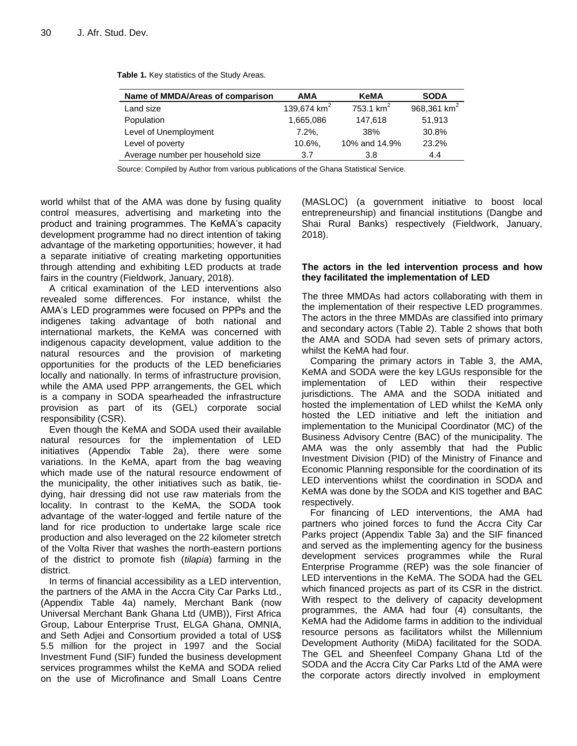**Table 1.** Key statistics of the Study Areas.

| Name of MMDA/Areas of comparison | AMA | KeMA | SODA |
|---|---|---|---|
| Land size | 139,674 km$^2$ | 753.1 km$^2$ | 968,361 km$^2$ |
| Population | 1,665,086 | 147,618 | 51,913 |
| Level of Unemployment | 7.2%, | 38% | 30.8% |
| Level of poverty | 10.6%, | 10% and 14.9% | 23.2% |
| Average number per household size | 3.7 | 3.8 | 4.4 |

Source: Compiled by Author from various publications of the Ghana Statistical Service.

world whilst that of the AMA was done by fusing quality control measures, advertising and marketing into the product and training programmes. The KeMA's capacity development programme had no direct intention of taking advantage of the marketing opportunities; however, it had a separate initiative of creating marketing opportunities through attending and exhibiting LED products at trade fairs in the country (Fieldwork, January, 2018).

A critical examination of the LED interventions also revealed some differences. For instance, whilst the AMA's LED programmes were focused on PPPs and the indigenes taking advantage of both national and international markets, the KeMA was concerned with indigenous capacity development, value addition to the natural resources and the provision of marketing opportunities for the products of the LED beneficiaries locally and nationally. In terms of infrastructure provision, while the AMA used PPP arrangements, the GEL which is a company in SODA spearheaded the infrastructure provision as part of its (GEL) corporate social responsibility (CSR).

Even though the KeMA and SODA used their available natural resources for the implementation of LED initiatives (Appendix Table 2a), there were some variations. In the KeMA, apart from the bag weaving which made use of the natural resource endowment of the municipality, the other initiatives such as batik, tie-dying, hair dressing did not use raw materials from the locality. In contrast to the KeMA, the SODA took advantage of the water-logged and fertile nature of the land for rice production to undertake large scale rice production and also leveraged on the 22 kilometer stretch of the Volta River that washes the north-eastern portions of the district to promote fish (*tilapia*) farming in the district.

In terms of financial accessibility as a LED intervention, the partners of the AMA in the Accra City Car Parks Ltd., (Appendix Table 4a) namely, Merchant Bank (now Universal Merchant Bank Ghana Ltd (UMB)), First Africa Group, Labour Enterprise Trust, ELGA Ghana, OMNIA, and Seth Adjei and Consortium provided a total of US$ 5.5 million for the project in 1997 and the Social Investment Fund (SIF) funded the business development services programmes whilst the KeMA and SODA relied on the use of Microfinance and Small Loans Centre (MASLOC) (a government initiative to boost local entrepreneurship) and financial institutions (Dangbe and Shai Rural Banks) respectively (Fieldwork, January, 2018).

## The actors in the led intervention process and how they facilitated the implementation of LED

The three MMDAs had actors collaborating with them in the implementation of their respective LED programmes. The actors in the three MMDAs are classified into primary and secondary actors (Table 2). Table 2 shows that both the AMA and SODA had seven sets of primary actors, whilst the KeMA had four.

Comparing the primary actors in Table 3, the AMA, KeMA and SODA were the key LGUs responsible for the implementation of LED within their respective jurisdictions. The AMA and the SODA initiated and hosted the implementation of LED whilst the KeMA only hosted the LED initiative and left the initiation and implementation to the Municipal Coordinator (MC) of the Business Advisory Centre (BAC) of the municipality. The AMA was the only assembly that had the Public Investment Division (PID) of the Ministry of Finance and Economic Planning responsible for the coordination of its LED interventions whilst the coordination in SODA and KeMA was done by the SODA and KIS together and BAC respectively.

For financing of LED interventions, the AMA had partners who joined forces to fund the Accra City Car Parks project (Appendix Table 3a) and the SIF financed and served as the implementing agency for the business development services programmes while the Rural Enterprise Programme (REP) was the sole financier of LED interventions in the KeMA. The SODA had the GEL which financed projects as part of its CSR in the district. With respect to the delivery of capacity development programmes, the AMA had four (4) consultants, the KeMA had the Adidome farms in addition to the individual resource persons as facilitators whilst the Millennium Development Authority (MiDA) facilitated for the SODA. The GEL and Sheenfeel Company Ghana Ltd of the SODA and the Accra City Car Parks Ltd of the AMA were the corporate actors directly involved in employment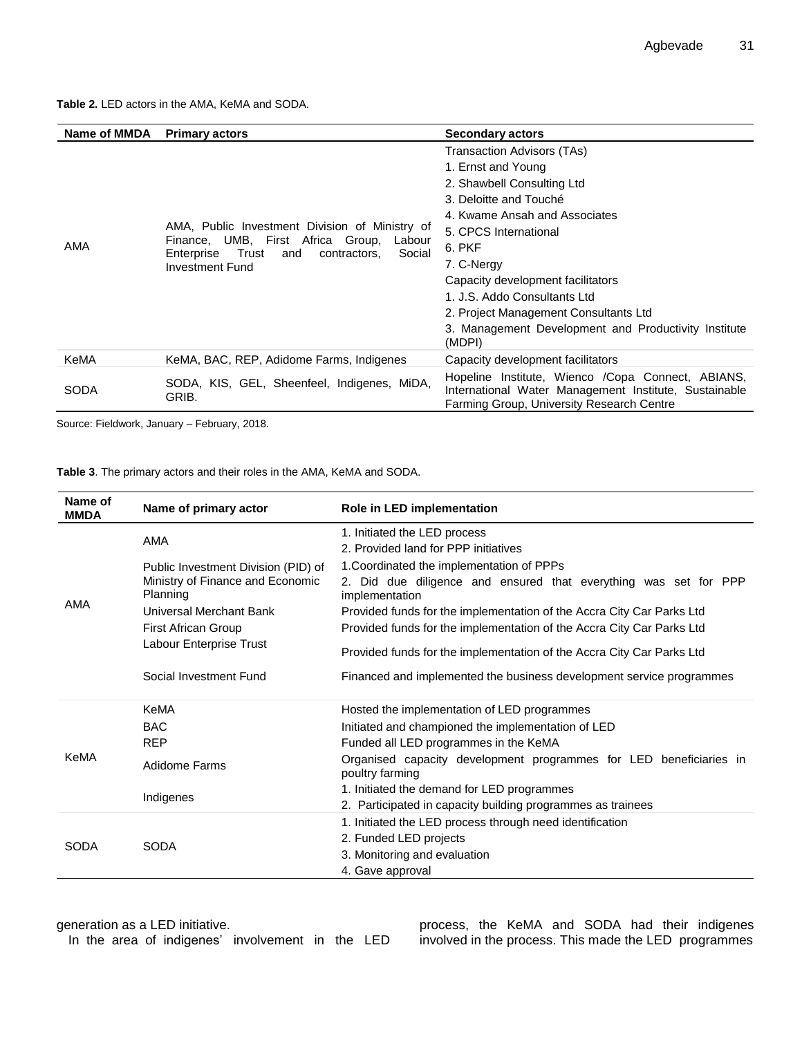**Table 2.** LED actors in the AMA, KeMA and SODA.

| Name of MMDA | Primary actors | Secondary actors |
|---|---|---|
| AMA | AMA, Public Investment Division of Ministry of Finance, UMB, First Africa Group, Labour Enterprise Trust and contractors, Social Investment Fund | Transaction Advisors (TAs)<br>1. Ernst and Young<br>2. Shawbell Consulting Ltd<br>3. Deloitte and Touché<br>4. Kwame Ansah and Associates<br>5. CPCS International<br>6. PKF<br>7. C-Nergy<br>Capacity development facilitators<br>1. J.S. Addo Consultants Ltd<br>2. Project Management Consultants Ltd<br>3. Management Development and Productivity Institute (MDPI) |
| KeMA | KeMA, BAC, REP, Adidome Farms, Indigenes | Capacity development facilitators |
| SODA | SODA, KIS, GEL, Sheenfeel, Indigenes, MiDA, GRIB. | Hopeline Institute, Wienco /Copa Connect, ABIANS, International Water Management Institute, Sustainable Farming Group, University Research Centre |

Source: Fieldwork, January – February, 2018.

**Table 3**. The primary actors and their roles in the AMA, KeMA and SODA.

| Name of MMDA | Name of primary actor | Role in LED implementation |
|---|---|---|
| AMA | AMA | 1. Initiated the LED process<br>2. Provided land for PPP initiatives |
| | Public Investment Division (PID) of Ministry of Finance and Economic Planning | 1.Coordinated the implementation of PPPs<br>2. Did due diligence and ensured that everything was set for PPP implementation |
| | Universal Merchant Bank | Provided funds for the implementation of the Accra City Car Parks Ltd |
| | First African Group | Provided funds for the implementation of the Accra City Car Parks Ltd |
| | Labour Enterprise Trust | Provided funds for the implementation of the Accra City Car Parks Ltd |
| | Social Investment Fund | Financed and implemented the business development service programmes |
| KeMA | KeMA | Hosted the implementation of LED programmes |
| | BAC | Initiated and championed the implementation of LED |
| | REP | Funded all LED programmes in the KeMA |
| | Adidome Farms | Organised capacity development programmes for LED beneficiaries in poultry farming |
| | Indigenes | 1. Initiated the demand for LED programmes<br>2. Participated in capacity building programmes as trainees |
| SODA | SODA | 1. Initiated the LED process through need identification<br>2. Funded LED projects<br>3. Monitoring and evaluation<br>4. Gave approval |

generation as a LED initiative.

In the area of indigenes' involvement in the LED process, the KeMA and SODA had their indigenes involved in the process. This made the LED programmes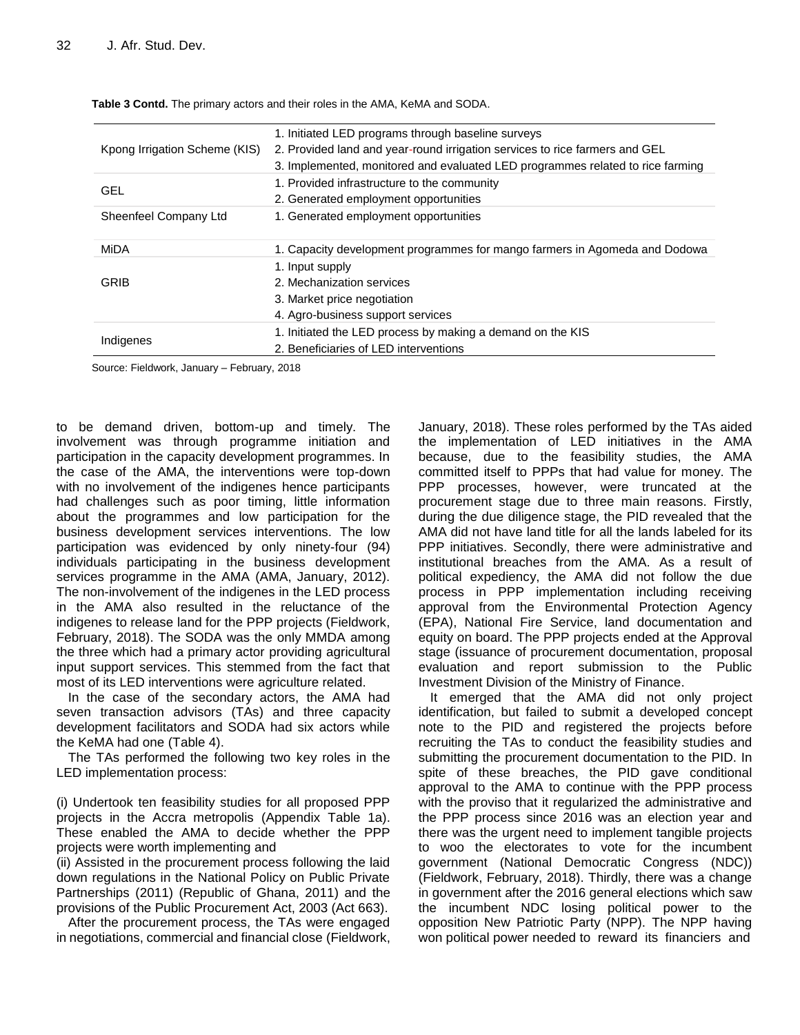**Table 3 Contd.** The primary actors and their roles in the AMA, KeMA and SODA.

| | |
|---|---|
| Kpong Irrigation Scheme (KIS) | 1. Initiated LED programs through baseline surveys<br>2. Provided land and year-round irrigation services to rice farmers and GEL<br>3. Implemented, monitored and evaluated LED programmes related to rice farming |
| GEL | 1. Provided infrastructure to the community<br>2. Generated employment opportunities |
| Sheenfeel Company Ltd | 1. Generated employment opportunities |
| MiDA | 1. Capacity development programmes for mango farmers in Agomeda and Dodowa |
| GRIB | 1. Input supply<br>2. Mechanization services<br>3. Market price negotiation<br>4. Agro-business support services |
| Indigenes | 1. Initiated the LED process by making a demand on the KIS<br>2. Beneficiaries of LED interventions |

Source: Fieldwork, January – February, 2018

to be demand driven, bottom-up and timely. The involvement was through programme initiation and participation in the capacity development programmes. In the case of the AMA, the interventions were top-down with no involvement of the indigenes hence participants had challenges such as poor timing, little information about the programmes and low participation for the business development services interventions. The low participation was evidenced by only ninety-four (94) individuals participating in the business development services programme in the AMA (AMA, January, 2012). The non-involvement of the indigenes in the LED process in the AMA also resulted in the reluctance of the indigenes to release land for the PPP projects (Fieldwork, February, 2018). The SODA was the only MMDA among the three which had a primary actor providing agricultural input support services. This stemmed from the fact that most of its LED interventions were agriculture related.

In the case of the secondary actors, the AMA had seven transaction advisors (TAs) and three capacity development facilitators and SODA had six actors while the KeMA had one (Table 4).

The TAs performed the following two key roles in the LED implementation process:

(i) Undertook ten feasibility studies for all proposed PPP projects in the Accra metropolis (Appendix Table 1a). These enabled the AMA to decide whether the PPP projects were worth implementing and

(ii) Assisted in the procurement process following the laid down regulations in the National Policy on Public Private Partnerships (2011) (Republic of Ghana, 2011) and the provisions of the Public Procurement Act, 2003 (Act 663).

After the procurement process, the TAs were engaged in negotiations, commercial and financial close (Fieldwork, January, 2018). These roles performed by the TAs aided the implementation of LED initiatives in the AMA because, due to the feasibility studies, the AMA committed itself to PPPs that had value for money. The PPP processes, however, were truncated at the procurement stage due to three main reasons. Firstly, during the due diligence stage, the PID revealed that the AMA did not have land title for all the lands labeled for its PPP initiatives. Secondly, there were administrative and institutional breaches from the AMA. As a result of political expediency, the AMA did not follow the due process in PPP implementation including receiving approval from the Environmental Protection Agency (EPA), National Fire Service, land documentation and equity on board. The PPP projects ended at the Approval stage (issuance of procurement documentation, proposal evaluation and report submission to the Public Investment Division of the Ministry of Finance.

It emerged that the AMA did not only project identification, but failed to submit a developed concept note to the PID and registered the projects before recruiting the TAs to conduct the feasibility studies and submitting the procurement documentation to the PID. In spite of these breaches, the PID gave conditional approval to the AMA to continue with the PPP process with the proviso that it regularized the administrative and the PPP process since 2016 was an election year and there was the urgent need to implement tangible projects to woo the electorates to vote for the incumbent government (National Democratic Congress (NDC)) (Fieldwork, February, 2018). Thirdly, there was a change in government after the 2016 general elections which saw the incumbent NDC losing political power to the opposition New Patriotic Party (NPP). The NPP having won political power needed to reward its financiers and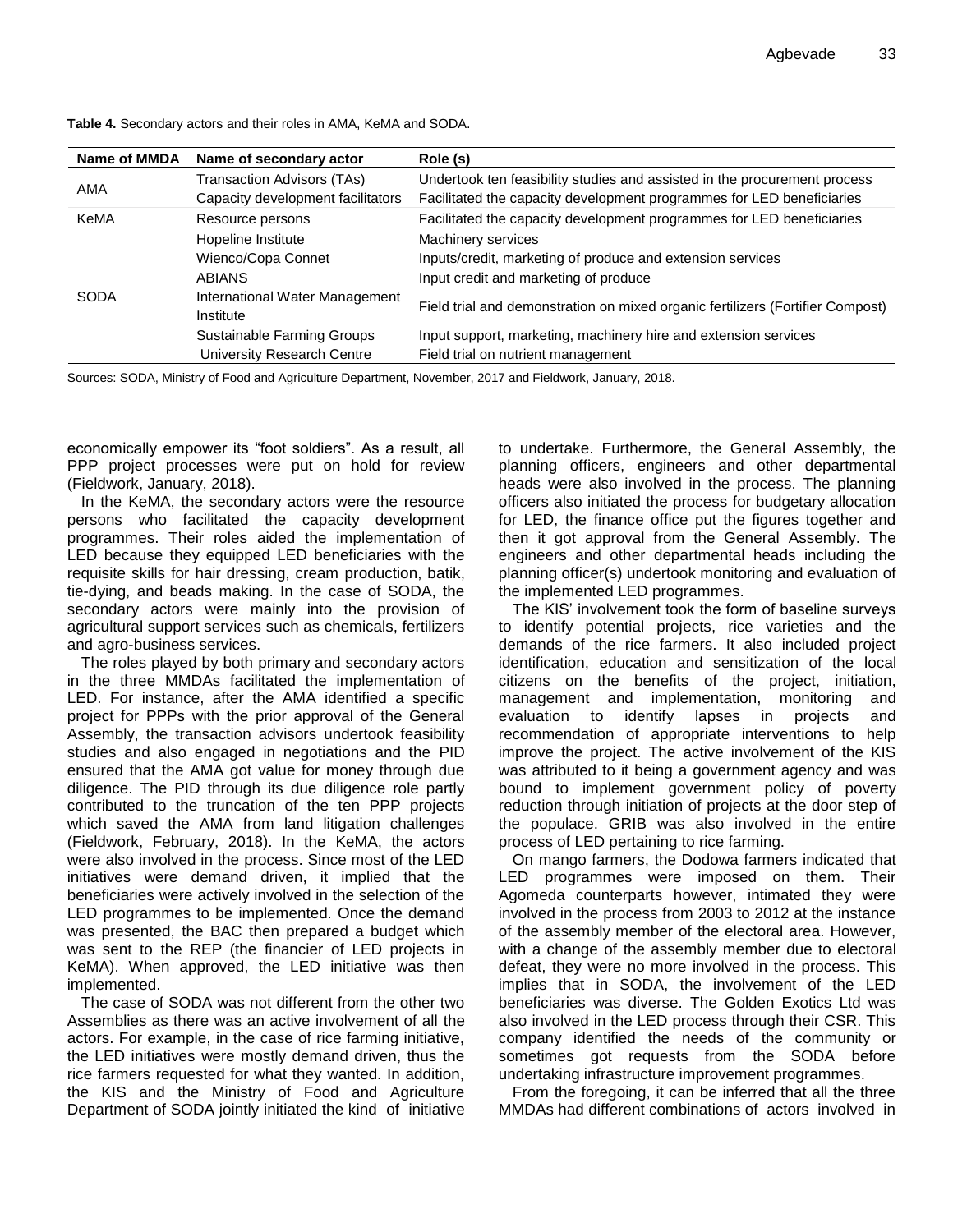**Table 4.** Secondary actors and their roles in AMA, KeMA and SODA.

| Name of MMDA | Name of secondary actor | Role (s) |
|---|---|---|
| AMA | Transaction Advisors (TAs) | Undertook ten feasibility studies and assisted in the procurement process |
| | Capacity development facilitators | Facilitated the capacity development programmes for LED beneficiaries |
| KeMA | Resource persons | Facilitated the capacity development programmes for LED beneficiaries |
| SODA | Hopeline Institute | Machinery services |
| | Wienco/Copa Connet | Inputs/credit, marketing of produce and extension services |
| | ABIANS | Input credit and marketing of produce |
| | International Water Management Institute | Field trial and demonstration on mixed organic fertilizers (Fortifier Compost) |
| | Sustainable Farming Groups | Input support, marketing, machinery hire and extension services |
| | University Research Centre | Field trial on nutrient management |

Sources: SODA, Ministry of Food and Agriculture Department, November, 2017 and Fieldwork, January, 2018.

economically empower its "foot soldiers". As a result, all PPP project processes were put on hold for review (Fieldwork, January, 2018).

In the KeMA, the secondary actors were the resource persons who facilitated the capacity development programmes. Their roles aided the implementation of LED because they equipped LED beneficiaries with the requisite skills for hair dressing, cream production, batik, tie-dying, and beads making. In the case of SODA, the secondary actors were mainly into the provision of agricultural support services such as chemicals, fertilizers and agro-business services.

The roles played by both primary and secondary actors in the three MMDAs facilitated the implementation of LED. For instance, after the AMA identified a specific project for PPPs with the prior approval of the General Assembly, the transaction advisors undertook feasibility studies and also engaged in negotiations and the PID ensured that the AMA got value for money through due diligence. The PID through its due diligence role partly contributed to the truncation of the ten PPP projects which saved the AMA from land litigation challenges (Fieldwork, February, 2018). In the KeMA, the actors were also involved in the process. Since most of the LED initiatives were demand driven, it implied that the beneficiaries were actively involved in the selection of the LED programmes to be implemented. Once the demand was presented, the BAC then prepared a budget which was sent to the REP (the financier of LED projects in KeMA). When approved, the LED initiative was then implemented.

The case of SODA was not different from the other two Assemblies as there was an active involvement of all the actors. For example, in the case of rice farming initiative, the LED initiatives were mostly demand driven, thus the rice farmers requested for what they wanted. In addition, the KIS and the Ministry of Food and Agriculture Department of SODA jointly initiated the kind of initiative to undertake. Furthermore, the General Assembly, the planning officers, engineers and other departmental heads were also involved in the process. The planning officers also initiated the process for budgetary allocation for LED, the finance office put the figures together and then it got approval from the General Assembly. The engineers and other departmental heads including the planning officer(s) undertook monitoring and evaluation of the implemented LED programmes.

The KIS' involvement took the form of baseline surveys to identify potential projects, rice varieties and the demands of the rice farmers. It also included project identification, education and sensitization of the local citizens on the benefits of the project, initiation, management and implementation, monitoring and evaluation to identify lapses in projects and recommendation of appropriate interventions to help improve the project. The active involvement of the KIS was attributed to it being a government agency and was bound to implement government policy of poverty reduction through initiation of projects at the door step of the populace. GRIB was also involved in the entire process of LED pertaining to rice farming.

On mango farmers, the Dodowa farmers indicated that LED programmes were imposed on them. Their Agomeda counterparts however, intimated they were involved in the process from 2003 to 2012 at the instance of the assembly member of the electoral area. However, with a change of the assembly member due to electoral defeat, they were no more involved in the process. This implies that in SODA, the involvement of the LED beneficiaries was diverse. The Golden Exotics Ltd was also involved in the LED process through their CSR. This company identified the needs of the community or sometimes got requests from the SODA before undertaking infrastructure improvement programmes.

From the foregoing, it can be inferred that all the three MMDAs had different combinations of actors involved in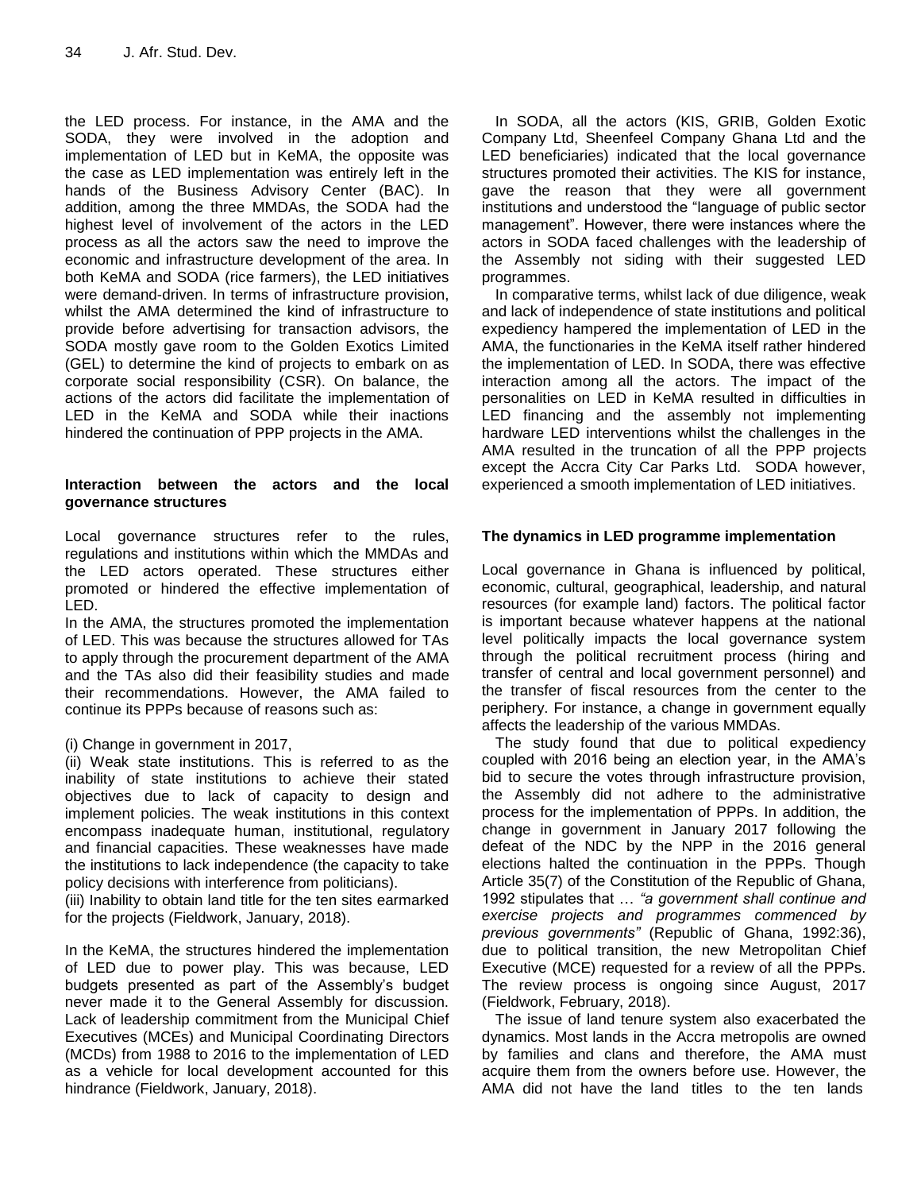the LED process. For instance, in the AMA and the SODA, they were involved in the adoption and implementation of LED but in KeMA, the opposite was the case as LED implementation was entirely left in the hands of the Business Advisory Center (BAC). In addition, among the three MMDAs, the SODA had the highest level of involvement of the actors in the LED process as all the actors saw the need to improve the economic and infrastructure development of the area. In both KeMA and SODA (rice farmers), the LED initiatives were demand-driven. In terms of infrastructure provision, whilst the AMA determined the kind of infrastructure to provide before advertising for transaction advisors, the SODA mostly gave room to the Golden Exotics Limited (GEL) to determine the kind of projects to embark on as corporate social responsibility (CSR). On balance, the actions of the actors did facilitate the implementation of LED in the KeMA and SODA while their inactions hindered the continuation of PPP projects in the AMA.

### Interaction between the actors and the local governance structures

Local governance structures refer to the rules, regulations and institutions within which the MMDAs and the LED actors operated. These structures either promoted or hindered the effective implementation of LED.

In the AMA, the structures promoted the implementation of LED. This was because the structures allowed for TAs to apply through the procurement department of the AMA and the TAs also did their feasibility studies and made their recommendations. However, the AMA failed to continue its PPPs because of reasons such as:

(i) Change in government in 2017,

(ii) Weak state institutions. This is referred to as the inability of state institutions to achieve their stated objectives due to lack of capacity to design and implement policies. The weak institutions in this context encompass inadequate human, institutional, regulatory and financial capacities. These weaknesses have made the institutions to lack independence (the capacity to take policy decisions with interference from politicians).

(iii) Inability to obtain land title for the ten sites earmarked for the projects (Fieldwork, January, 2018).

In the KeMA, the structures hindered the implementation of LED due to power play. This was because, LED budgets presented as part of the Assembly's budget never made it to the General Assembly for discussion. Lack of leadership commitment from the Municipal Chief Executives (MCEs) and Municipal Coordinating Directors (MCDs) from 1988 to 2016 to the implementation of LED as a vehicle for local development accounted for this hindrance (Fieldwork, January, 2018).

In SODA, all the actors (KIS, GRIB, Golden Exotic Company Ltd, Sheenfeel Company Ghana Ltd and the LED beneficiaries) indicated that the local governance structures promoted their activities. The KIS for instance, gave the reason that they were all government institutions and understood the "language of public sector management". However, there were instances where the actors in SODA faced challenges with the leadership of the Assembly not siding with their suggested LED programmes.

In comparative terms, whilst lack of due diligence, weak and lack of independence of state institutions and political expediency hampered the implementation of LED in the AMA, the functionaries in the KeMA itself rather hindered the implementation of LED. In SODA, there was effective interaction among all the actors. The impact of the personalities on LED in KeMA resulted in difficulties in LED financing and the assembly not implementing hardware LED interventions whilst the challenges in the AMA resulted in the truncation of all the PPP projects except the Accra City Car Parks Ltd. SODA however, experienced a smooth implementation of LED initiatives.

### The dynamics in LED programme implementation

Local governance in Ghana is influenced by political, economic, cultural, geographical, leadership, and natural resources (for example land) factors. The political factor is important because whatever happens at the national level politically impacts the local governance system through the political recruitment process (hiring and transfer of central and local government personnel) and the transfer of fiscal resources from the center to the periphery. For instance, a change in government equally affects the leadership of the various MMDAs.

The study found that due to political expediency coupled with 2016 being an election year, in the AMA's bid to secure the votes through infrastructure provision, the Assembly did not adhere to the administrative process for the implementation of PPPs. In addition, the change in government in January 2017 following the defeat of the NDC by the NPP in the 2016 general elections halted the continuation in the PPPs. Though Article 35(7) of the Constitution of the Republic of Ghana, 1992 stipulates that … *"a government shall continue and exercise projects and programmes commenced by previous governments"* (Republic of Ghana, 1992:36), due to political transition, the new Metropolitan Chief Executive (MCE) requested for a review of all the PPPs. The review process is ongoing since August, 2017 (Fieldwork, February, 2018).

The issue of land tenure system also exacerbated the dynamics. Most lands in the Accra metropolis are owned by families and clans and therefore, the AMA must acquire them from the owners before use. However, the AMA did not have the land titles to the ten lands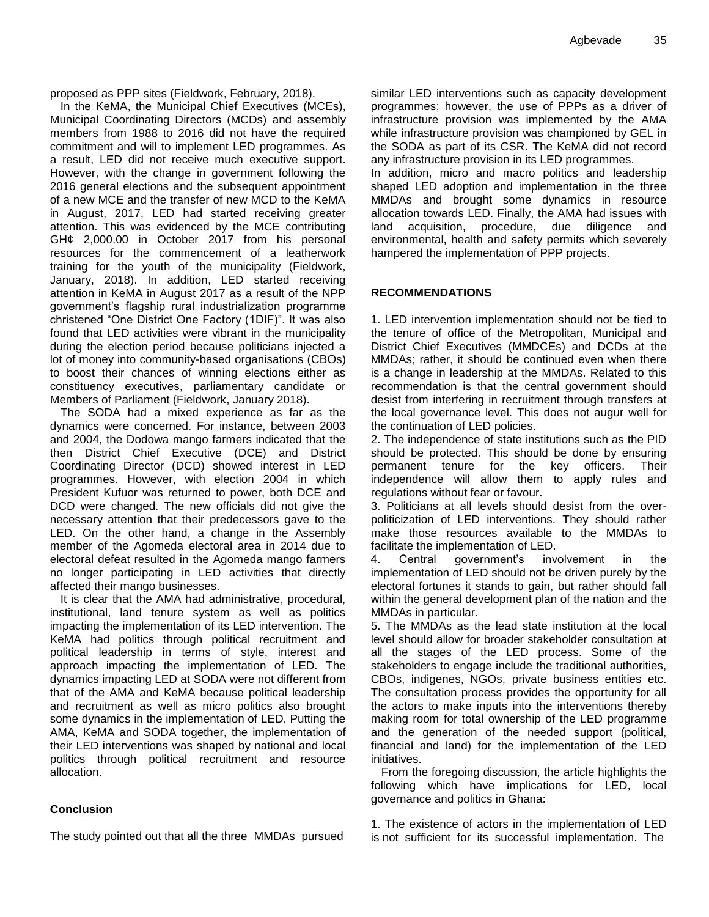proposed as PPP sites (Fieldwork, February, 2018).

In the KeMA, the Municipal Chief Executives (MCEs), Municipal Coordinating Directors (MCDs) and assembly members from 1988 to 2016 did not have the required commitment and will to implement LED programmes. As a result, LED did not receive much executive support. However, with the change in government following the 2016 general elections and the subsequent appointment of a new MCE and the transfer of new MCD to the KeMA in August, 2017, LED had started receiving greater attention. This was evidenced by the MCE contributing GH¢ 2,000.00 in October 2017 from his personal resources for the commencement of a leatherwork training for the youth of the municipality (Fieldwork, January, 2018). In addition, LED started receiving attention in KeMA in August 2017 as a result of the NPP government's flagship rural industrialization programme christened "One District One Factory (1DIF)". It was also found that LED activities were vibrant in the municipality during the election period because politicians injected a lot of money into community-based organisations (CBOs) to boost their chances of winning elections either as constituency executives, parliamentary candidate or Members of Parliament (Fieldwork, January 2018).

The SODA had a mixed experience as far as the dynamics were concerned. For instance, between 2003 and 2004, the Dodowa mango farmers indicated that the then District Chief Executive (DCE) and District Coordinating Director (DCD) showed interest in LED programmes. However, with election 2004 in which President Kufuor was returned to power, both DCE and DCD were changed. The new officials did not give the necessary attention that their predecessors gave to the LED. On the other hand, a change in the Assembly member of the Agomeda electoral area in 2014 due to electoral defeat resulted in the Agomeda mango farmers no longer participating in LED activities that directly affected their mango businesses.

It is clear that the AMA had administrative, procedural, institutional, land tenure system as well as politics impacting the implementation of its LED intervention. The KeMA had politics through political recruitment and political leadership in terms of style, interest and approach impacting the implementation of LED. The dynamics impacting LED at SODA were not different from that of the AMA and KeMA because political leadership and recruitment as well as micro politics also brought some dynamics in the implementation of LED. Putting the AMA, KeMA and SODA together, the implementation of their LED interventions was shaped by national and local politics through political recruitment and resource allocation.

## Conclusion

The study pointed out that all the three MMDAs pursued similar LED interventions such as capacity development programmes; however, the use of PPPs as a driver of infrastructure provision was implemented by the AMA while infrastructure provision was championed by GEL in the SODA as part of its CSR. The KeMA did not record any infrastructure provision in its LED programmes.

In addition, micro and macro politics and leadership shaped LED adoption and implementation in the three MMDAs and brought some dynamics in resource allocation towards LED. Finally, the AMA had issues with land acquisition, procedure, due diligence and environmental, health and safety permits which severely hampered the implementation of PPP projects.

## RECOMMENDATIONS

1. LED intervention implementation should not be tied to the tenure of office of the Metropolitan, Municipal and District Chief Executives (MMDCEs) and DCDs at the MMDAs; rather, it should be continued even when there is a change in leadership at the MMDAs. Related to this recommendation is that the central government should desist from interfering in recruitment through transfers at the local governance level. This does not augur well for the continuation of LED policies.
2. The independence of state institutions such as the PID should be protected. This should be done by ensuring permanent tenure for the key officers. Their independence will allow them to apply rules and regulations without fear or favour.
3. Politicians at all levels should desist from the over-politicization of LED interventions. They should rather make those resources available to the MMDAs to facilitate the implementation of LED.
4. Central government's involvement in the implementation of LED should not be driven purely by the electoral fortunes it stands to gain, but rather should fall within the general development plan of the nation and the MMDAs in particular.
5. The MMDAs as the lead state institution at the local level should allow for broader stakeholder consultation at all the stages of the LED process. Some of the stakeholders to engage include the traditional authorities, CBOs, indigenes, NGOs, private business entities etc. The consultation process provides the opportunity for all the actors to make inputs into the interventions thereby making room for total ownership of the LED programme and the generation of the needed support (political, financial and land) for the implementation of the LED initiatives.

From the foregoing discussion, the article highlights the following which have implications for LED, local governance and politics in Ghana:

1. The existence of actors in the implementation of LED is not sufficient for its successful implementation. The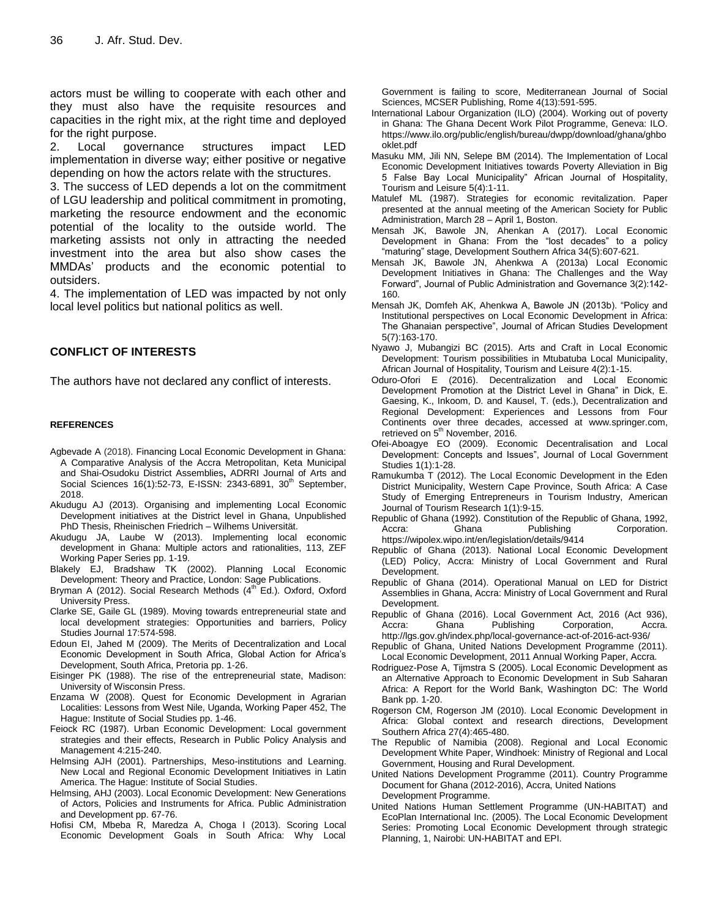actors must be willing to cooperate with each other and they must also have the requisite resources and capacities in the right mix, at the right time and deployed for the right purpose.

2. Local governance structures impact LED implementation in diverse way; either positive or negative depending on how the actors relate with the structures.

3. The success of LED depends a lot on the commitment of LGU leadership and political commitment in promoting, marketing the resource endowment and the economic potential of the locality to the outside world. The marketing assists not only in attracting the needed investment into the area but also show cases the MMDAs' products and the economic potential to outsiders.

4. The implementation of LED was impacted by not only local level politics but national politics as well.

## CONFLICT OF INTERESTS

The authors have not declared any conflict of interests.

### REFERENCES

Agbevade A (2018). Financing Local Economic Development in Ghana: A Comparative Analysis of the Accra Metropolitan, Keta Municipal and Shai-Osudoku District Assemblies**,** ADRRI Journal of Arts and Social Sciences 16(1):52-73, E-ISSN: 2343-6891, 30th September, 2018.

Akudugu AJ (2013). Organising and implementing Local Economic Development initiatives at the District level in Ghana, Unpublished PhD Thesis, Rheinischen Friedrich – Wilhems Universität.

Akudugu JA, Laube W (2013). Implementing local economic development in Ghana: Multiple actors and rationalities, 113, ZEF Working Paper Series pp. 1-19.

Blakely EJ, Bradshaw TK (2002). Planning Local Economic Development: Theory and Practice, London: Sage Publications.

Bryman A (2012). Social Research Methods (4th Ed.). Oxford, Oxford University Press.

Clarke SE, Gaile GL (1989). Moving towards entrepreneurial state and local development strategies: Opportunities and barriers, Policy Studies Journal 17:574-598.

Edoun EI, Jahed M (2009). The Merits of Decentralization and Local Economic Development in South Africa, Global Action for Africa's Development, South Africa, Pretoria pp. 1-26.

Eisinger PK (1988). The rise of the entrepreneurial state, Madison: University of Wisconsin Press.

Enzama W (2008). Quest for Economic Development in Agrarian Localities: Lessons from West Nile, Uganda, Working Paper 452, The Hague: Institute of Social Studies pp. 1-46.

Feiock RC (1987). Urban Economic Development: Local government strategies and their effects, Research in Public Policy Analysis and Management 4:215-240.

Helmsing AJH (2001). Partnerships, Meso-institutions and Learning. New Local and Regional Economic Development Initiatives in Latin America. The Hague: Institute of Social Studies.

Helmsing, AHJ (2003). Local Economic Development: New Generations of Actors, Policies and Instruments for Africa. Public Administration and Development pp. 67-76.

Hofisi CM, Mbeba R, Maredza A, Choga I (2013). Scoring Local Economic Development Goals in South Africa: Why Local Government is failing to score, Mediterranean Journal of Social Sciences, MCSER Publishing, Rome 4(13):591-595.

International Labour Organization (ILO) (2004). Working out of poverty in Ghana: The Ghana Decent Work Pilot Programme, Geneva: ILO. https://www.ilo.org/public/english/bureau/dwpp/download/ghana/ghbooklet.pdf

Masuku MM, Jili NN, Selepe BM (2014). The Implementation of Local Economic Development Initiatives towards Poverty Alleviation in Big 5 False Bay Local Municipality" African Journal of Hospitality, Tourism and Leisure 5(4):1-11.

Matulef ML (1987). Strategies for economic revitalization. Paper presented at the annual meeting of the American Society for Public Administration, March 28 – April 1, Boston.

Mensah JK, Bawole JN, Ahenkan A (2017). Local Economic Development in Ghana: From the "lost decades" to a policy "maturing" stage, Development Southern Africa 34(5):607-621.

Mensah JK, Bawole JN, Ahenkwa A (2013a) Local Economic Development Initiatives in Ghana: The Challenges and the Way Forward", Journal of Public Administration and Governance 3(2):142-160.

Mensah JK, Domfeh AK, Ahenkwa A, Bawole JN (2013b). "Policy and Institutional perspectives on Local Economic Development in Africa: The Ghanaian perspective", Journal of African Studies Development 5(7):163-170.

Nyawo J, Mubangizi BC (2015). Arts and Craft in Local Economic Development: Tourism possibilities in Mtubatuba Local Municipality, African Journal of Hospitality, Tourism and Leisure 4(2):1-15.

Oduro-Ofori E (2016). Decentralization and Local Economic Development Promotion at the District Level in Ghana" in Dick, E. Gaesing, K., Inkoom, D. and Kausel, T. (eds.), Decentralization and Regional Development: Experiences and Lessons from Four Continents over three decades, accessed at www.springer.com, retrieved on 5th November, 2016.

Ofei-Aboagye EO (2009). Economic Decentralisation and Local Development: Concepts and Issues", Journal of Local Government Studies 1(1):1-28.

Ramukumba T (2012). The Local Economic Development in the Eden District Municipality, Western Cape Province, South Africa: A Case Study of Emerging Entrepreneurs in Tourism Industry, American Journal of Tourism Research 1(1):9-15.

Republic of Ghana (1992). Constitution of the Republic of Ghana, 1992, Accra: Ghana Publishing Corporation. https://wipolex.wipo.int/en/legislation/details/9414

Republic of Ghana (2013). National Local Economic Development (LED) Policy, Accra: Ministry of Local Government and Rural Development.

Republic of Ghana (2014). Operational Manual on LED for District Assemblies in Ghana, Accra: Ministry of Local Government and Rural Development.

Republic of Ghana (2016). Local Government Act, 2016 (Act 936), Accra: Ghana Publishing Corporation, Accra. http://lgs.gov.gh/index.php/local-governance-act-of-2016-act-936/

Republic of Ghana, United Nations Development Programme (2011). Local Economic Development, 2011 Annual Working Paper, Accra.

Rodriguez-Pose A, Tijmstra S (2005). Local Economic Development as an Alternative Approach to Economic Development in Sub Saharan Africa: A Report for the World Bank, Washington DC: The World Bank pp. 1-20.

Rogerson CM, Rogerson JM (2010). Local Economic Development in Africa: Global context and research directions, Development Southern Africa 27(4):465-480.

The Republic of Namibia (2008). Regional and Local Economic Development White Paper, Windhoek: Ministry of Regional and Local Government, Housing and Rural Development.

United Nations Development Programme (2011). Country Programme Document for Ghana (2012-2016), Accra, United Nations Development Programme.

United Nations Human Settlement Programme (UN-HABITAT) and EcoPlan International Inc. (2005). The Local Economic Development Series: Promoting Local Economic Development through strategic Planning, 1, Nairobi: UN-HABITAT and EPI.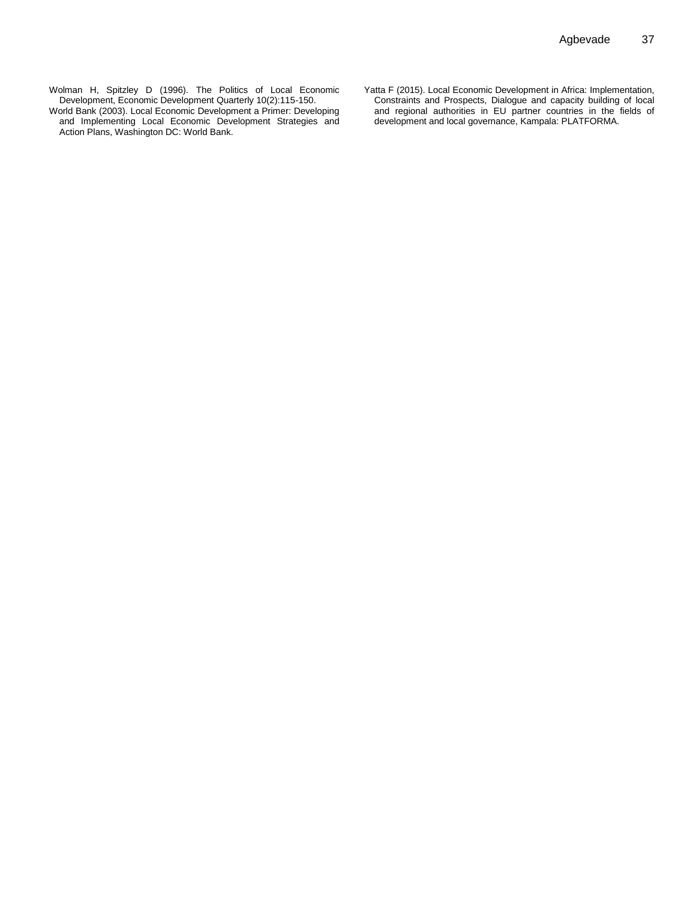Wolman H, Spitzley D (1996). The Politics of Local Economic Development, Economic Development Quarterly 10(2):115-150.

World Bank (2003). Local Economic Development a Primer: Developing and Implementing Local Economic Development Strategies and Action Plans, Washington DC: World Bank.

Yatta F (2015). Local Economic Development in Africa: Implementation, Constraints and Prospects, Dialogue and capacity building of local and regional authorities in EU partner countries in the fields of development and local governance, Kampala: PLATFORMA.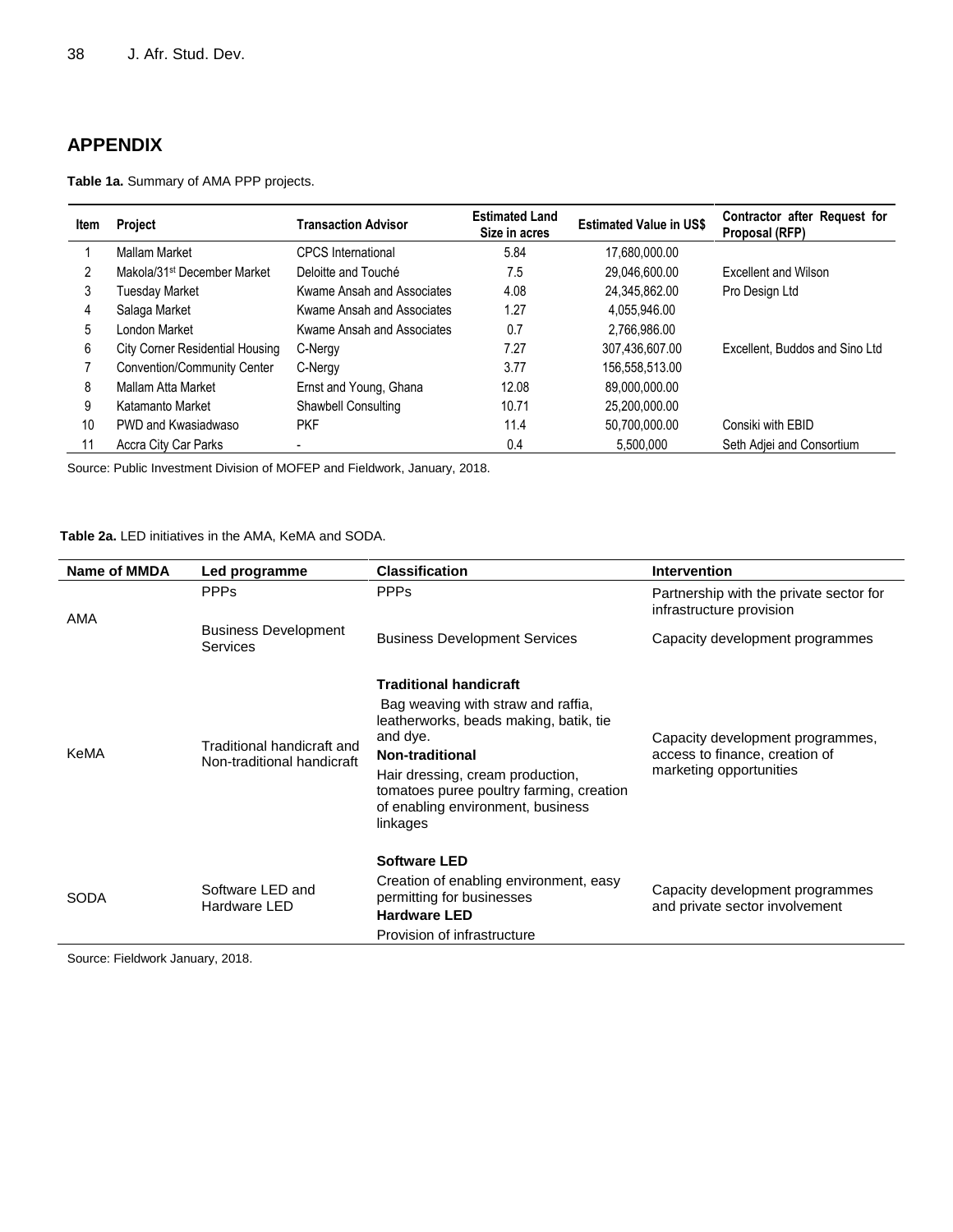## APPENDIX

**Table 1a.** Summary of AMA PPP projects.

| Item | Project | Transaction Advisor | Estimated Land Size in acres | Estimated Value in US$ | Contractor after Request for Proposal (RFP) |
|---|---|---|---|---|---|
| 1 | Mallam Market | CPCS International | 5.84 | 17,680,000.00 | |
| 2 | Makola/31st December Market | Deloitte and Touché | 7.5 | 29,046,600.00 | Excellent and Wilson |
| 3 | Tuesday Market | Kwame Ansah and Associates | 4.08 | 24,345,862.00 | Pro Design Ltd |
| 4 | Salaga Market | Kwame Ansah and Associates | 1.27 | 4,055,946.00 | |
| 5 | London Market | Kwame Ansah and Associates | 0.7 | 2,766,986.00 | |
| 6 | City Corner Residential Housing | C-Nergy | 7.27 | 307,436,607.00 | Excellent, Buddos and Sino Ltd |
| 7 | Convention/Community Center | C-Nergy | 3.77 | 156,558,513.00 | |
| 8 | Mallam Atta Market | Ernst and Young, Ghana | 12.08 | 89,000,000.00 | |
| 9 | Katamanto Market | Shawbell Consulting | 10.71 | 25,200,000.00 | |
| 10 | PWD and Kwasiadwaso | PKF | 11.4 | 50,700,000.00 | Consiki with EBID |
| 11 | Accra City Car Parks | - | 0.4 | 5,500,000 | Seth Adjei and Consortium |

Source: Public Investment Division of MOFEP and Fieldwork, January, 2018.

**Table 2a.** LED initiatives in the AMA, KeMA and SODA.

| Name of MMDA | Led programme | Classification | Intervention |
|---|---|---|---|
| AMA | PPPs | PPPs | Partnership with the private sector for infrastructure provision |
| | Business Development Services | Business Development Services | Capacity development programmes |
| KeMA | Traditional handicraft and Non-traditional handicraft | **Traditional handicraft** Bag weaving with straw and raffia, leatherworks, beads making, batik, tie and dye. **Non-traditional** Hair dressing, cream production, tomatoes puree poultry farming, creation of enabling environment, business linkages | Capacity development programmes, access to finance, creation of marketing opportunities |
| SODA | Software LED and Hardware LED | **Software LED** Creation of enabling environment, easy permitting for businesses **Hardware LED** Provision of infrastructure | Capacity development programmes and private sector involvement |

Source: Fieldwork January, 2018.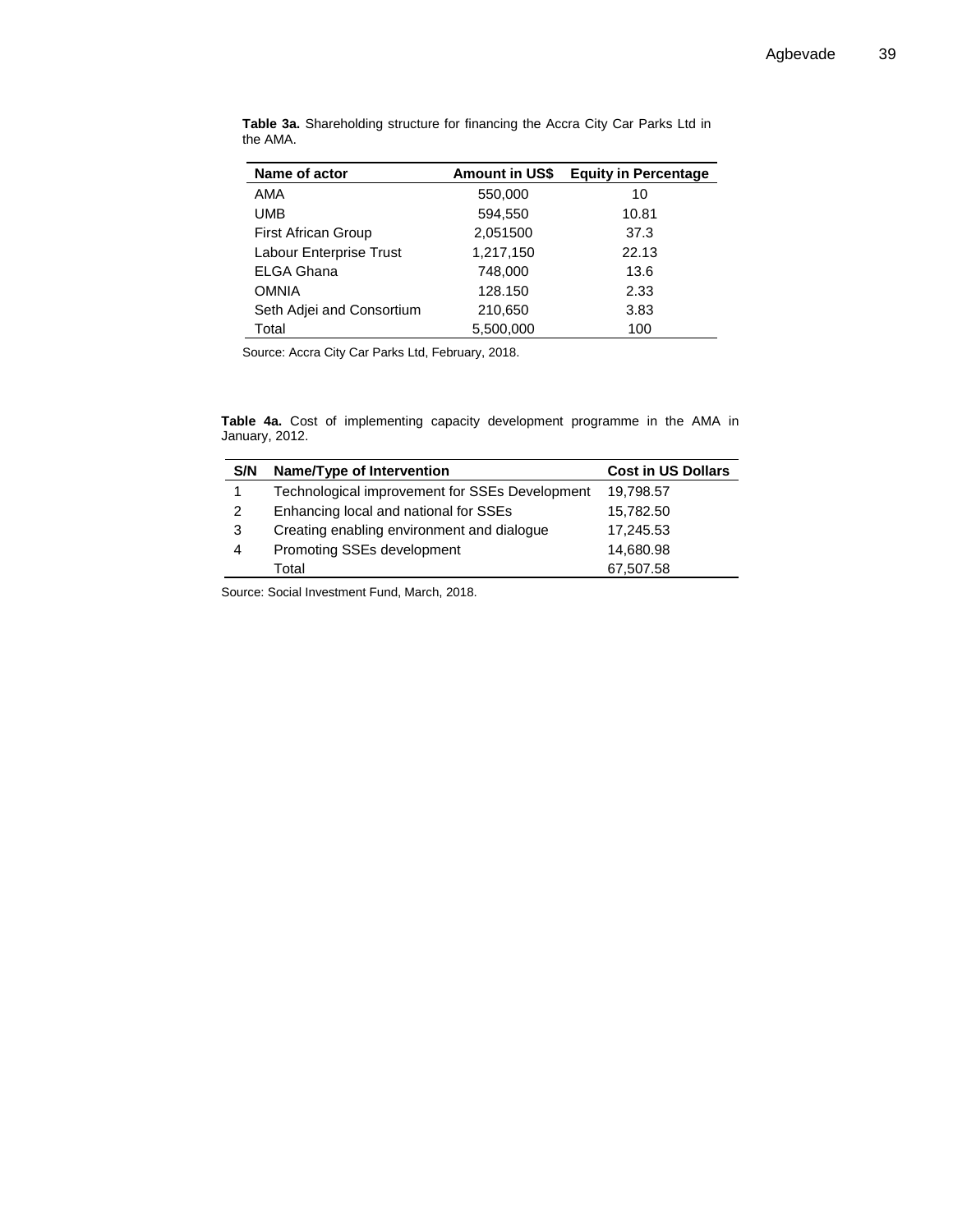**Table 3a.** Shareholding structure for financing the Accra City Car Parks Ltd in the AMA.

| Name of actor | Amount in US$ | Equity in Percentage |
|---|---|---|
| AMA | 550,000 | 10 |
| UMB | 594,550 | 10.81 |
| First African Group | 2,051500 | 37.3 |
| Labour Enterprise Trust | 1,217,150 | 22.13 |
| ELGA Ghana | 748,000 | 13.6 |
| OMNIA | 128.150 | 2.33 |
| Seth Adjei and Consortium | 210,650 | 3.83 |
| Total | 5,500,000 | 100 |

Source: Accra City Car Parks Ltd, February, 2018.

**Table 4a.** Cost of implementing capacity development programme in the AMA in January, 2012.

| S/N | Name/Type of Intervention | Cost in US Dollars |
|---|---|---|
| 1 | Technological improvement for SSEs Development | 19,798.57 |
| 2 | Enhancing local and national for SSEs | 15,782.50 |
| 3 | Creating enabling environment and dialogue | 17,245.53 |
| 4 | Promoting SSEs development | 14,680.98 |
| | Total | 67,507.58 |

Source: Social Investment Fund, March, 2018.